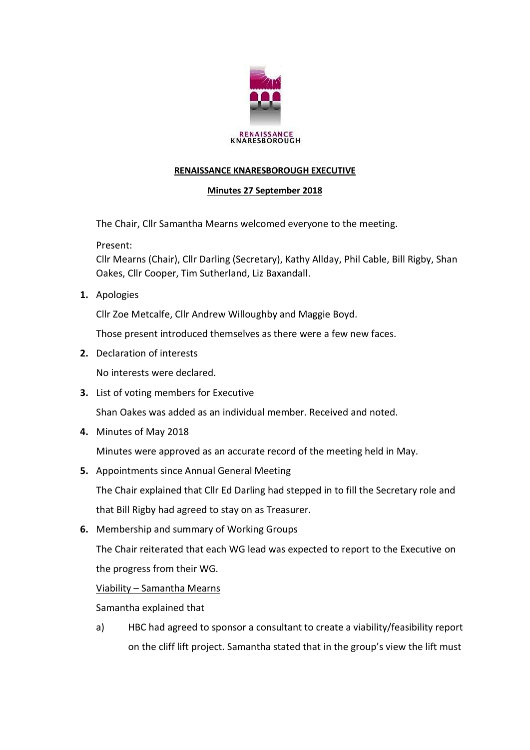RENAISSANCE KNARESBOROUGH

# RENAISSANCE KNARESBOROUGH EXECUTIVE

## Minutes 27 September 2018

The Chair, Cllr Samantha Mearns welcomed everyone to the meeting.

Present:
Cllr Mearns (Chair), Cllr Darling (Secretary), Kathy Allday, Phil Cable, Bill Rigby, Shan Oakes, Cllr Cooper, Tim Sutherland, Liz Baxandall.

1. Apologies

   Cllr Zoe Metcalfe, Cllr Andrew Willoughby and Maggie Boyd.

   Those present introduced themselves as there were a few new faces.

2. Declaration of interests

   No interests were declared.

3. List of voting members for Executive

   Shan Oakes was added as an individual member. Received and noted.

4. Minutes of May 2018

   Minutes were approved as an accurate record of the meeting held in May.

5. Appointments since Annual General Meeting

   The Chair explained that Cllr Ed Darling had stepped in to fill the Secretary role and that Bill Rigby had agreed to stay on as Treasurer.

6. Membership and summary of Working Groups

   The Chair reiterated that each WG lead was expected to report to the Executive on the progress from their WG.

   Viability – Samantha Mearns

   Samantha explained that

   a) HBC had agreed to sponsor a consultant to create a viability/feasibility report on the cliff lift project. Samantha stated that in the group's view the lift must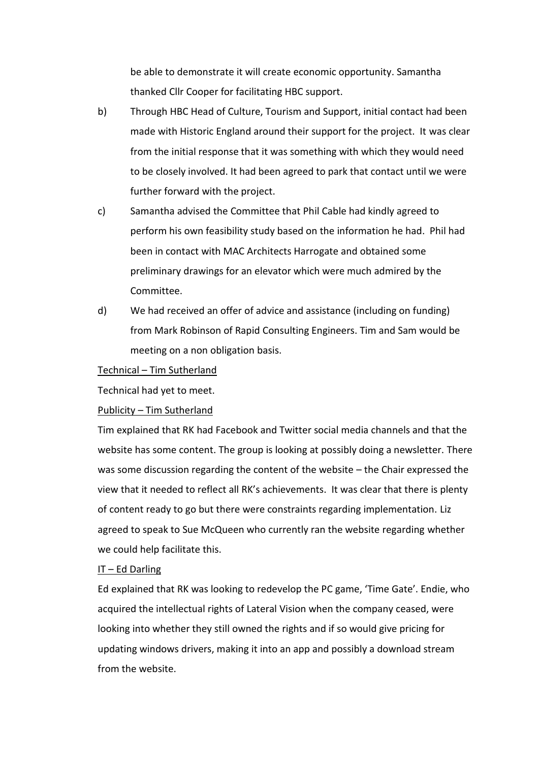be able to demonstrate it will create economic opportunity. Samantha thanked Cllr Cooper for facilitating HBC support.

b) Through HBC Head of Culture, Tourism and Support, initial contact had been made with Historic England around their support for the project. It was clear from the initial response that it was something with which they would need to be closely involved. It had been agreed to park that contact until we were further forward with the project.

c) Samantha advised the Committee that Phil Cable had kindly agreed to perform his own feasibility study based on the information he had. Phil had been in contact with MAC Architects Harrogate and obtained some preliminary drawings for an elevator which were much admired by the Committee.

d) We had received an offer of advice and assistance (including on funding) from Mark Robinson of Rapid Consulting Engineers. Tim and Sam would be meeting on a non obligation basis.

<u>Technical – Tim Sutherland</u>

Technical had yet to meet.

<u>Publicity – Tim Sutherland</u>

Tim explained that RK had Facebook and Twitter social media channels and that the website has some content. The group is looking at possibly doing a newsletter. There was some discussion regarding the content of the website – the Chair expressed the view that it needed to reflect all RK's achievements. It was clear that there is plenty of content ready to go but there were constraints regarding implementation. Liz agreed to speak to Sue McQueen who currently ran the website regarding whether we could help facilitate this.

<u>IT – Ed Darling</u>

Ed explained that RK was looking to redevelop the PC game, 'Time Gate'. Endie, who acquired the intellectual rights of Lateral Vision when the company ceased, were looking into whether they still owned the rights and if so would give pricing for updating windows drivers, making it into an app and possibly a download stream from the website.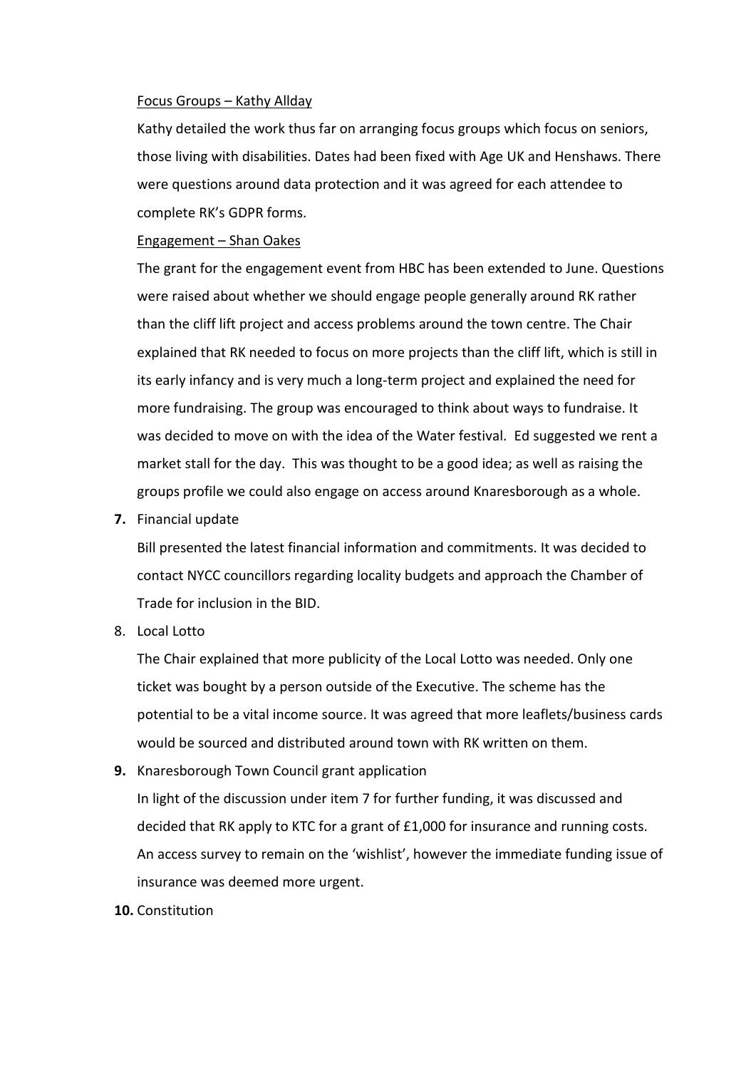Focus Groups – Kathy Allday

Kathy detailed the work thus far on arranging focus groups which focus on seniors, those living with disabilities. Dates had been fixed with Age UK and Henshaws. There were questions around data protection and it was agreed for each attendee to complete RK's GDPR forms.

Engagement – Shan Oakes

The grant for the engagement event from HBC has been extended to June. Questions were raised about whether we should engage people generally around RK rather than the cliff lift project and access problems around the town centre. The Chair explained that RK needed to focus on more projects than the cliff lift, which is still in its early infancy and is very much a long-term project and explained the need for more fundraising. The group was encouraged to think about ways to fundraise. It was decided to move on with the idea of the Water festival. Ed suggested we rent a market stall for the day. This was thought to be a good idea; as well as raising the groups profile we could also engage on access around Knaresborough as a whole.

**7.** Financial update

Bill presented the latest financial information and commitments. It was decided to contact NYCC councillors regarding locality budgets and approach the Chamber of Trade for inclusion in the BID.

8. Local Lotto

The Chair explained that more publicity of the Local Lotto was needed. Only one ticket was bought by a person outside of the Executive. The scheme has the potential to be a vital income source. It was agreed that more leaflets/business cards would be sourced and distributed around town with RK written on them.

**9.** Knaresborough Town Council grant application

In light of the discussion under item 7 for further funding, it was discussed and decided that RK apply to KTC for a grant of £1,000 for insurance and running costs. An access survey to remain on the 'wishlist', however the immediate funding issue of insurance was deemed more urgent.

**10.** Constitution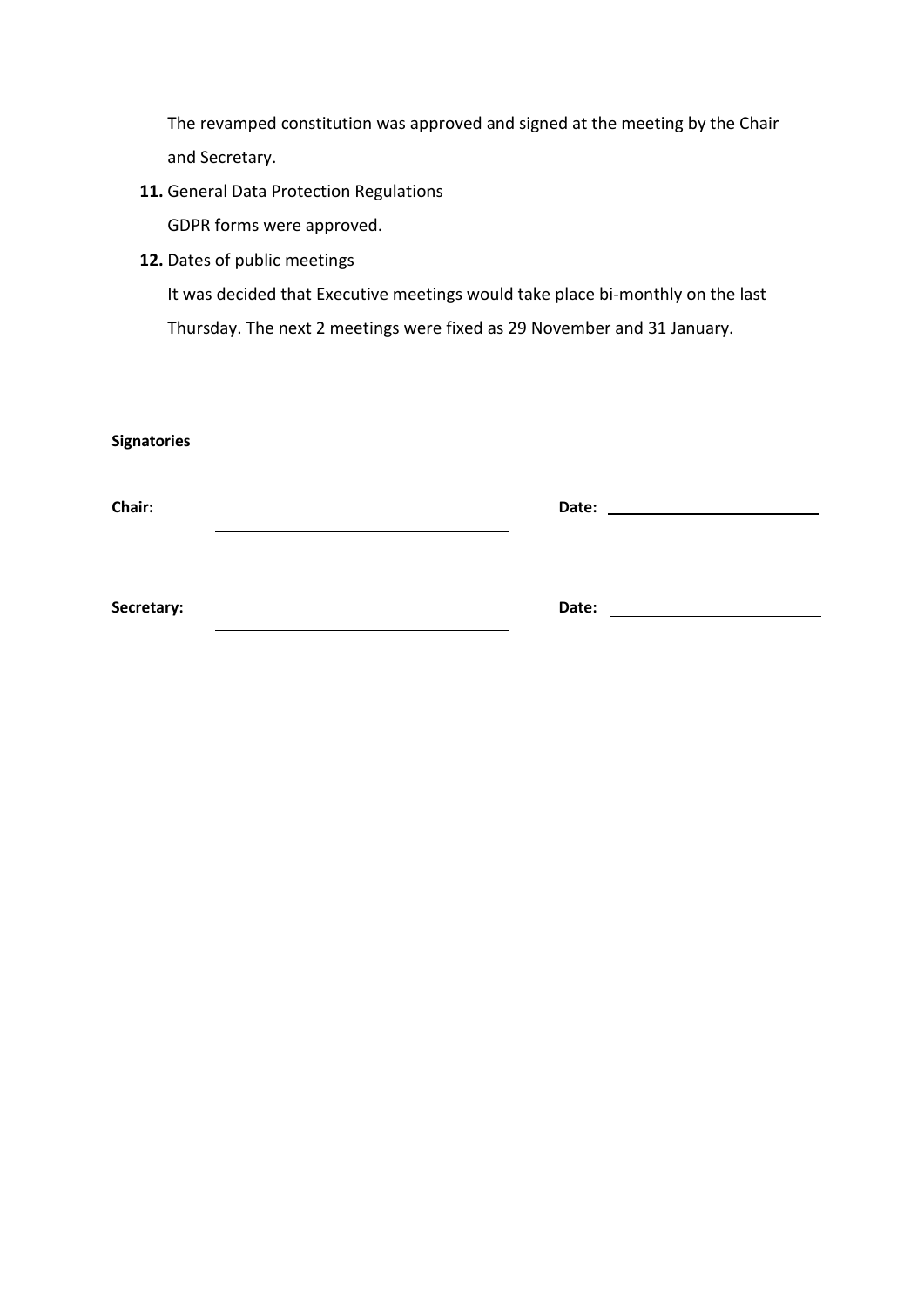The revamped constitution was approved and signed at the meeting by the Chair and Secretary.

11. General Data Protection Regulations

    GDPR forms were approved.

12. Dates of public meetings

    It was decided that Executive meetings would take place bi-monthly on the last Thursday. The next 2 meetings were fixed as 29 November and 31 January.

**Signatories**

**Chair:** ______________________ **Date:** ______________________

**Secretary:** ______________________ **Date:** ______________________